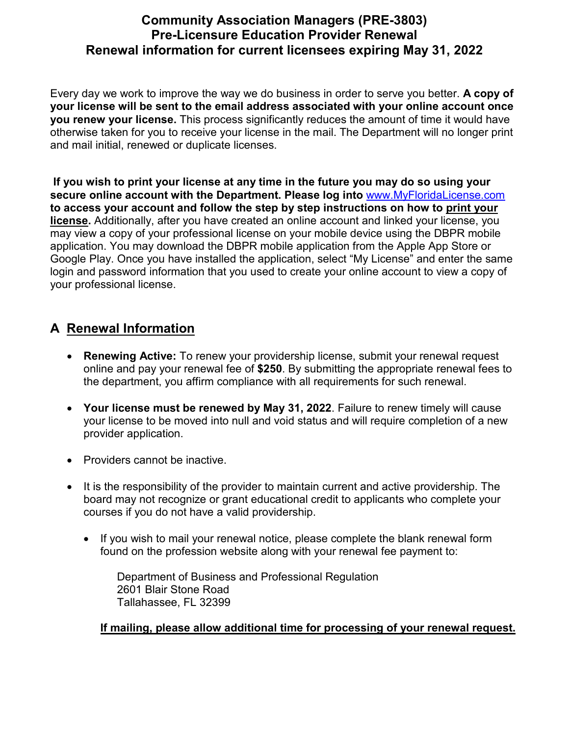# Community Association Managers (PRE-3803)
# Pre-Licensure Education Provider Renewal
# Renewal information for current licensees expiring May 31, 2022

Every day we work to improve the way we do business in order to serve you better. **A copy of your license will be sent to the email address associated with your online account once you renew your license.** This process significantly reduces the amount of time it would have otherwise taken for you to receive your license in the mail. The Department will no longer print and mail initial, renewed or duplicate licenses.

**If you wish to print your license at any time in the future you may do so using your secure online account with the Department. Please log into [www.MyFloridaLicense.com](http://www.MyFloridaLicense.com) to access your account and follow the step by step instructions on how to <u>print your license</u>.** Additionally, after you have created an online account and linked your license, you may view a copy of your professional license on your mobile device using the DBPR mobile application. You may download the DBPR mobile application from the Apple App Store or Google Play. Once you have installed the application, select "My License" and enter the same login and password information that you used to create your online account to view a copy of your professional license.

## A <u>Renewal Information</u>

- **Renewing Active:** To renew your providership license, submit your renewal request online and pay your renewal fee of **$250**. By submitting the appropriate renewal fees to the department, you affirm compliance with all requirements for such renewal.

- **Your license must be renewed by May 31, 2022**. Failure to renew timely will cause your license to be moved into null and void status and will require completion of a new provider application.

- Providers cannot be inactive.

- It is the responsibility of the provider to maintain current and active providership. The board may not recognize or grant educational credit to applicants who complete your courses if you do not have a valid providership.

  - If you wish to mail your renewal notice, please complete the blank renewal form found on the profession website along with your renewal fee payment to:

    Department of Business and Professional Regulation
    2601 Blair Stone Road
    Tallahassee, FL 32399

    **<u>If mailing, please allow additional time for processing of your renewal request.</u>**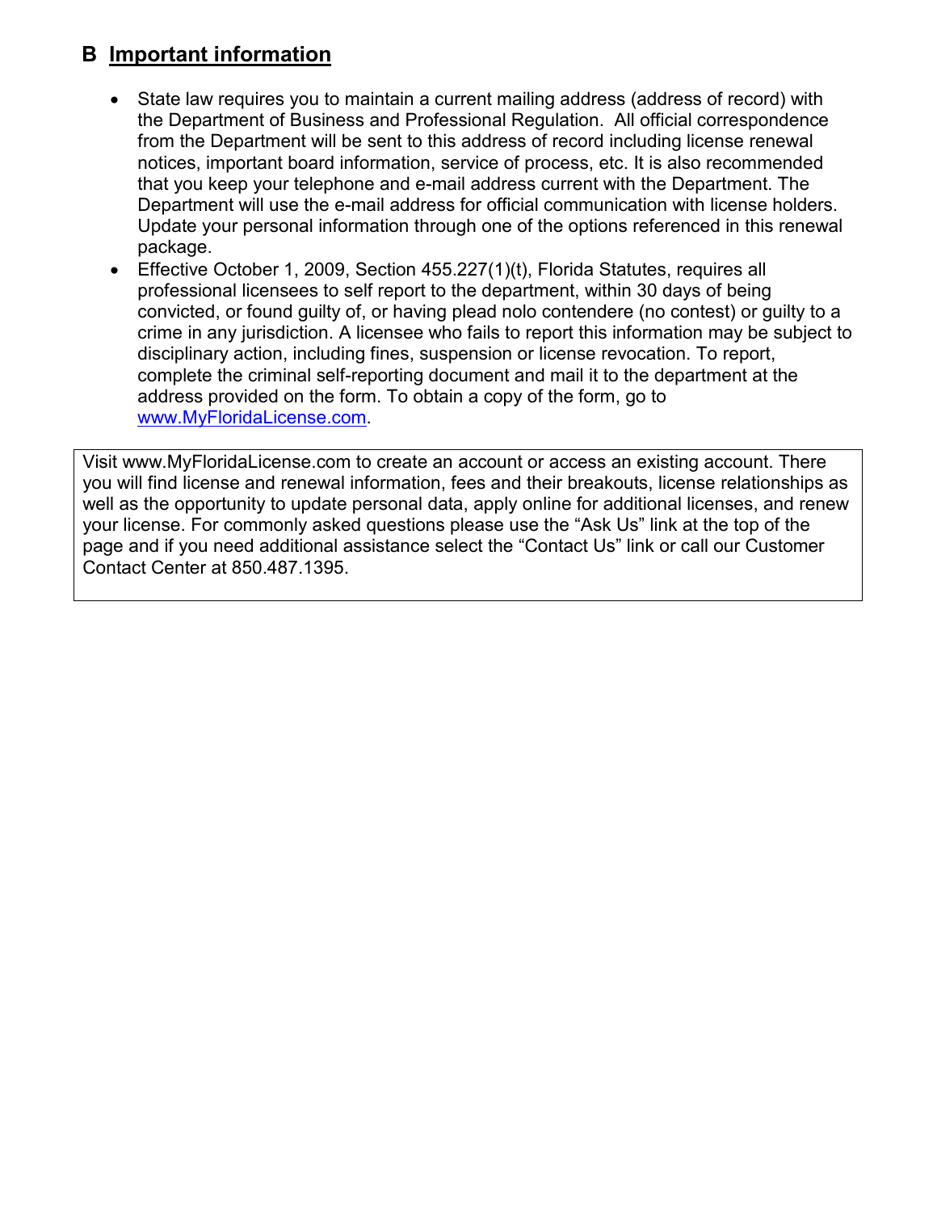## B Important information

- State law requires you to maintain a current mailing address (address of record) with the Department of Business and Professional Regulation. All official correspondence from the Department will be sent to this address of record including license renewal notices, important board information, service of process, etc. It is also recommended that you keep your telephone and e-mail address current with the Department. The Department will use the e-mail address for official communication with license holders. Update your personal information through one of the options referenced in this renewal package.
- Effective October 1, 2009, Section 455.227(1)(t), Florida Statutes, requires all professional licensees to self report to the department, within 30 days of being convicted, or found guilty of, or having plead nolo contendere (no contest) or guilty to a crime in any jurisdiction. A licensee who fails to report this information may be subject to disciplinary action, including fines, suspension or license revocation. To report, complete the criminal self-reporting document and mail it to the department at the address provided on the form. To obtain a copy of the form, go to www.MyFloridaLicense.com.

Visit www.MyFloridaLicense.com to create an account or access an existing account. There you will find license and renewal information, fees and their breakouts, license relationships as well as the opportunity to update personal data, apply online for additional licenses, and renew your license. For commonly asked questions please use the "Ask Us" link at the top of the page and if you need additional assistance select the "Contact Us" link or call our Customer Contact Center at 850.487.1395.